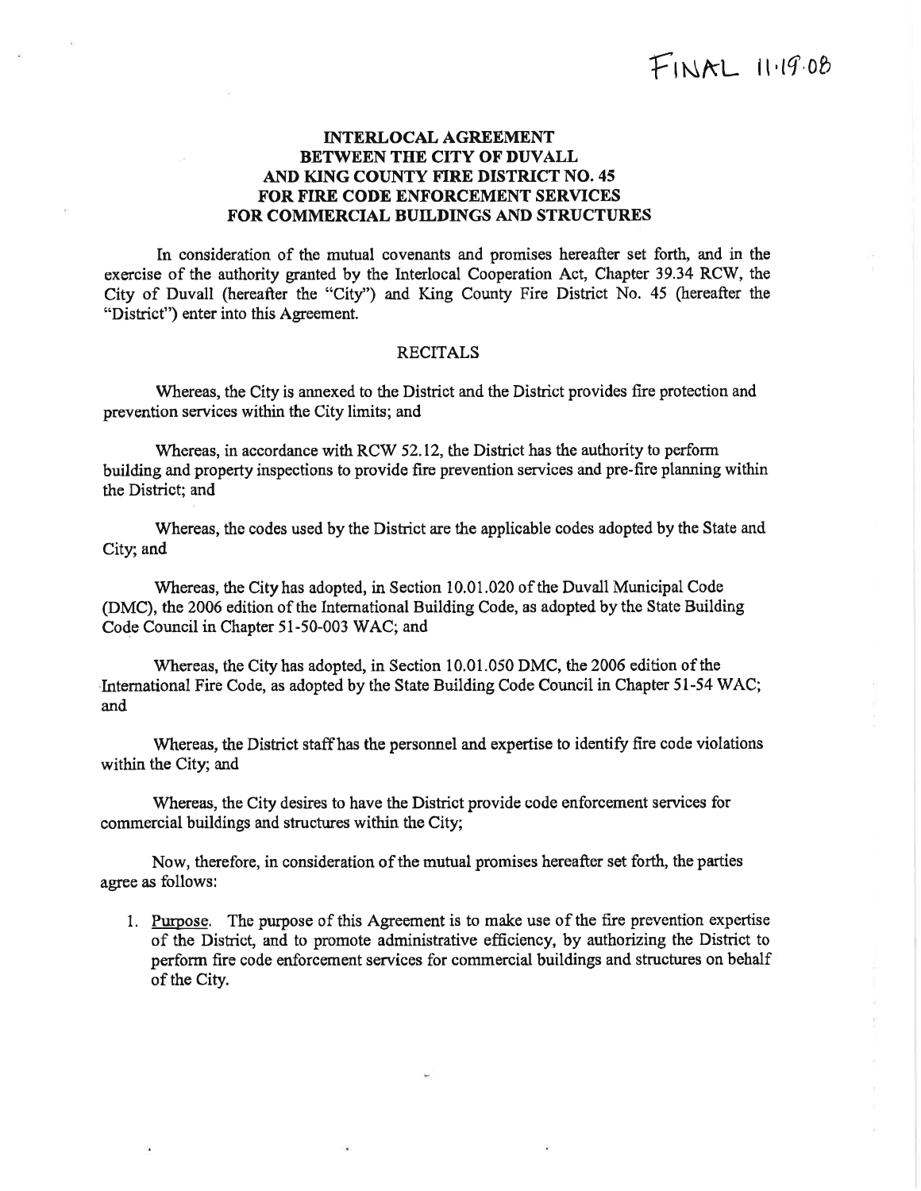FINAL 11.19.08

# INTERLOCAL AGREEMENT BETWEEN THE CITY OF DUVALL AND KING COUNTY FIRE DISTRICT NO. 45 FOR FIRE CODE ENFORCEMENT SERVICES FOR COMMERCIAL BUILDINGS AND STRUCTURES

In consideration of the mutual covenants and promises hereafter set forth, and in the exercise of the authority granted by the Interlocal Cooperation Act, Chapter 39.34 RCW, the City of Duvall (hereafter the "City") and King County Fire District No. 45 (hereafter the "District") enter into this Agreement.

## RECITALS

Whereas, the City is annexed to the District and the District provides fire protection and prevention services within the City limits; and

Whereas, in accordance with RCW 52.12, the District has the authority to perform building and property inspections to provide fire prevention services and pre-fire planning within the District; and

Whereas, the codes used by the District are the applicable codes adopted by the State and City; and

Whereas, the City has adopted, in Section 10.01.020 of the Duvall Municipal Code (DMC), the 2006 edition of the International Building Code, as adopted by the State Building Code Council in Chapter 51-50-003 WAC; and

Whereas, the City has adopted, in Section 10.01.050 DMC, the 2006 edition of the International Fire Code, as adopted by the State Building Code Council in Chapter 51-54 WAC; and

Whereas, the District staff has the personnel and expertise to identify fire code violations within the City; and

Whereas, the City desires to have the District provide code enforcement services for commercial buildings and structures within the City;

Now, therefore, in consideration of the mutual promises hereafter set forth, the parties agree as follows:

1. Purpose. The purpose of this Agreement is to make use of the fire prevention expertise of the District, and to promote administrative efficiency, by authorizing the District to perform fire code enforcement services for commercial buildings and structures on behalf of the City.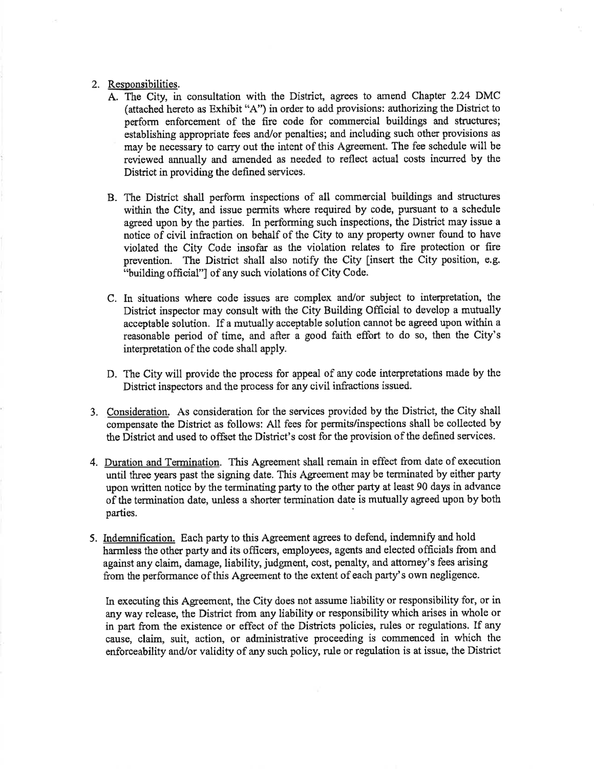2. Responsibilities.

   A. The City, in consultation with the District, agrees to amend Chapter 2.24 DMC (attached hereto as Exhibit "A") in order to add provisions: authorizing the District to perform enforcement of the fire code for commercial buildings and structures; establishing appropriate fees and/or penalties; and including such other provisions as may be necessary to carry out the intent of this Agreement. The fee schedule will be reviewed annually and amended as needed to reflect actual costs incurred by the District in providing the defined services.

   B. The District shall perform inspections of all commercial buildings and structures within the City, and issue permits where required by code, pursuant to a schedule agreed upon by the parties. In performing such inspections, the District may issue a notice of civil infraction on behalf of the City to any property owner found to have violated the City Code insofar as the violation relates to fire protection or fire prevention. The District shall also notify the City [insert the City position, e.g. "building official"] of any such violations of City Code.

   C. In situations where code issues are complex and/or subject to interpretation, the District inspector may consult with the City Building Official to develop a mutually acceptable solution. If a mutually acceptable solution cannot be agreed upon within a reasonable period of time, and after a good faith effort to do so, then the City's interpretation of the code shall apply.

   D. The City will provide the process for appeal of any code interpretations made by the District inspectors and the process for any civil infractions issued.

3. Consideration. As consideration for the services provided by the District, the City shall compensate the District as follows: All fees for permits/inspections shall be collected by the District and used to offset the District's cost for the provision of the defined services.

4. Duration and Termination. This Agreement shall remain in effect from date of execution until three years past the signing date. This Agreement may be terminated by either party upon written notice by the terminating party to the other party at least 90 days in advance of the termination date, unless a shorter termination date is mutually agreed upon by both parties.

5. Indemnification. Each party to this Agreement agrees to defend, indemnify and hold harmless the other party and its officers, employees, agents and elected officials from and against any claim, damage, liability, judgment, cost, penalty, and attorney's fees arising from the performance of this Agreement to the extent of each party's own negligence.

   In executing this Agreement, the City does not assume liability or responsibility for, or in any way release, the District from any liability or responsibility which arises in whole or in part from the existence or effect of the Districts policies, rules or regulations. If any cause, claim, suit, action, or administrative proceeding is commenced in which the enforceability and/or validity of any such policy, rule or regulation is at issue, the District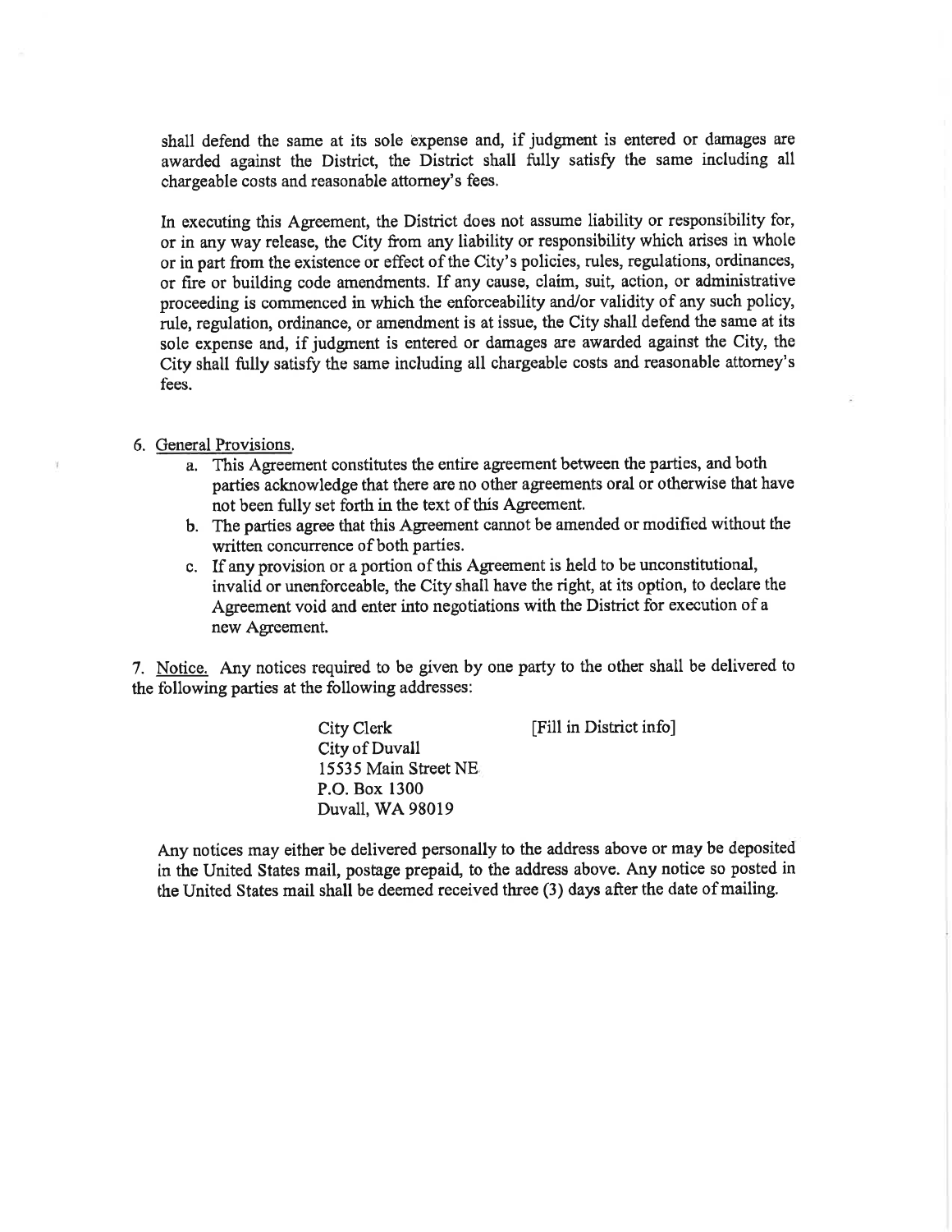shall defend the same at its sole expense and, if judgment is entered or damages are awarded against the District, the District shall fully satisfy the same including all chargeable costs and reasonable attorney's fees.

In executing this Agreement, the District does not assume liability or responsibility for, or in any way release, the City from any liability or responsibility which arises in whole or in part from the existence or effect of the City's policies, rules, regulations, ordinances, or fire or building code amendments. If any cause, claim, suit, action, or administrative proceeding is commenced in which the enforceability and/or validity of any such policy, rule, regulation, ordinance, or amendment is at issue, the City shall defend the same at its sole expense and, if judgment is entered or damages are awarded against the City, the City shall fully satisfy the same including all chargeable costs and reasonable attorney's fees.

6. General Provisions.
   a. This Agreement constitutes the entire agreement between the parties, and both parties acknowledge that there are no other agreements oral or otherwise that have not been fully set forth in the text of this Agreement.
   b. The parties agree that this Agreement cannot be amended or modified without the written concurrence of both parties.
   c. If any provision or a portion of this Agreement is held to be unconstitutional, invalid or unenforceable, the City shall have the right, at its option, to declare the Agreement void and enter into negotiations with the District for execution of a new Agreement.

7. Notice. Any notices required to be given by one party to the other shall be delivered to the following parties at the following addresses:

City Clerk
City of Duvall
15535 Main Street NE
P.O. Box 1300
Duvall, WA 98019

[Fill in District info]

Any notices may either be delivered personally to the address above or may be deposited in the United States mail, postage prepaid, to the address above. Any notice so posted in the United States mail shall be deemed received three (3) days after the date of mailing.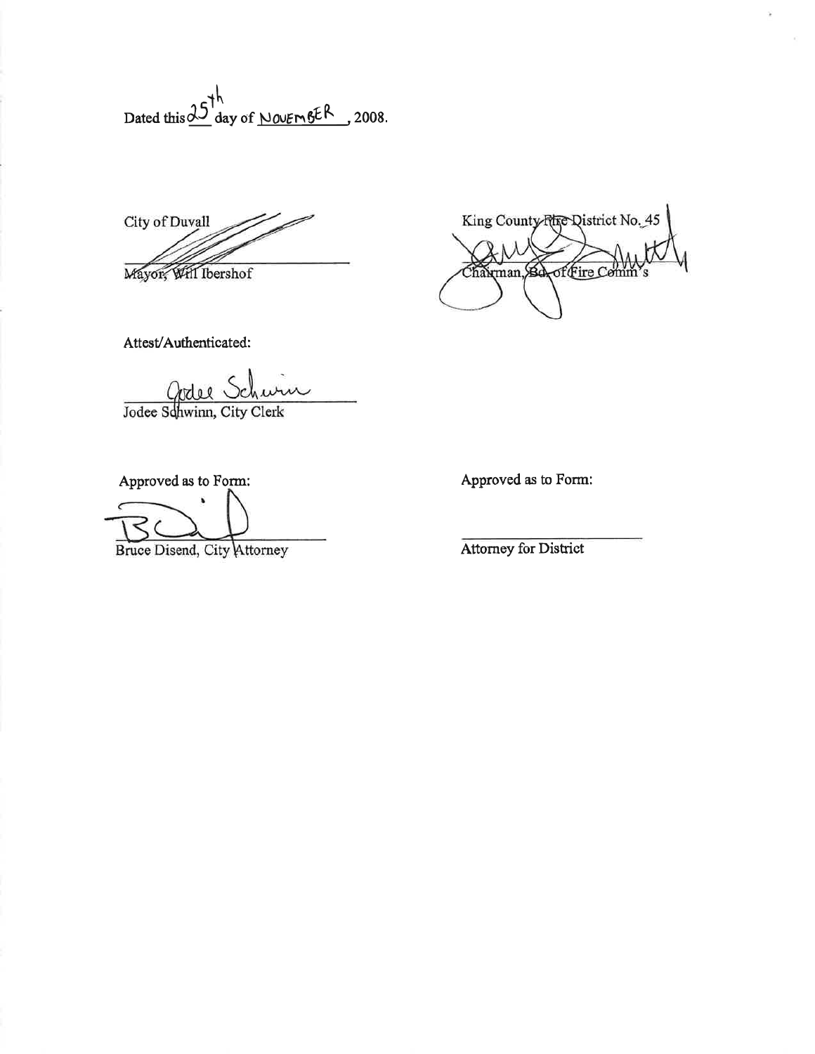Dated this 25th day of November, 2008.

City of Duvall

Mayor, Will Ibershof

King County Fire District No. 45

Chairman, Bd. of Fire Comm's

Attest/Authenticated:

Jodee Schwinn, City Clerk

Approved as to Form:

Bruce Disend, City Attorney

Approved as to Form:

Attorney for District